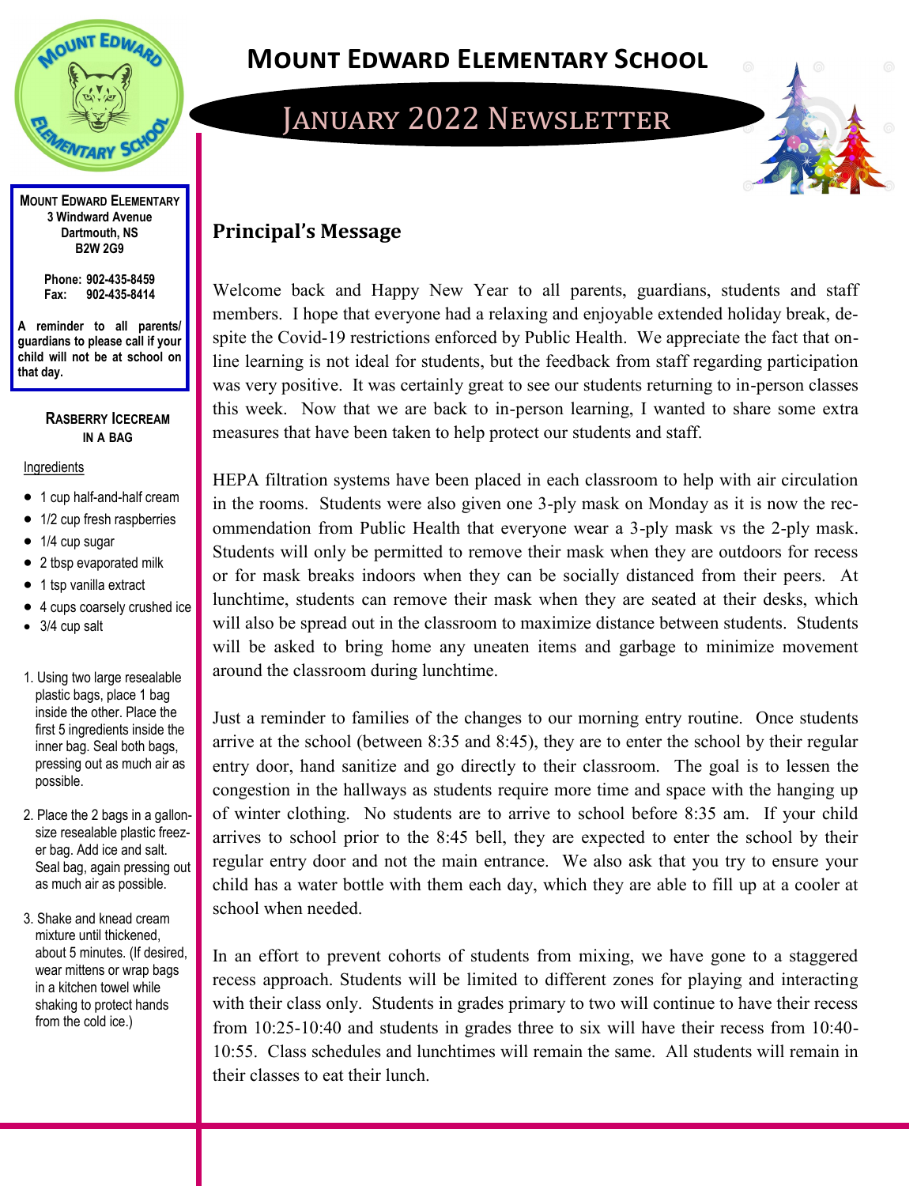# Mount Edward Elementary School

## January 2022 Newsletter

**Mount Edward Elementary**
**3 Windward Avenue**
**Dartmouth, NS**
**B2W 2G9**

**Phone: 902-435-8459**
**Fax: 902-435-8414**

**A reminder to all parents/ guardians to please call if your child will not be at school on that day.**

### Rasberry Icecream in a Bag

Ingredients

- 1 cup half-and-half cream
- 1/2 cup fresh raspberries
- 1/4 cup sugar
- 2 tbsp evaporated milk
- 1 tsp vanilla extract
- 4 cups coarsely crushed ice
- 3/4 cup salt

1. Using two large resealable plastic bags, place 1 bag inside the other. Place the first 5 ingredients inside the inner bag. Seal both bags, pressing out as much air as possible.
2. Place the 2 bags in a gallon-size resealable plastic freezer bag. Add ice and salt. Seal bag, again pressing out as much air as possible.
3. Shake and knead cream mixture until thickened, about 5 minutes. (If desired, wear mittens or wrap bags in a kitchen towel while shaking to protect hands from the cold ice.)

## Principal's Message

Welcome back and Happy New Year to all parents, guardians, students and staff members. I hope that everyone had a relaxing and enjoyable extended holiday break, despite the Covid-19 restrictions enforced by Public Health. We appreciate the fact that online learning is not ideal for students, but the feedback from staff regarding participation was very positive. It was certainly great to see our students returning to in-person classes this week. Now that we are back to in-person learning, I wanted to share some extra measures that have been taken to help protect our students and staff.

HEPA filtration systems have been placed in each classroom to help with air circulation in the rooms. Students were also given one 3-ply mask on Monday as it is now the recommendation from Public Health that everyone wear a 3-ply mask vs the 2-ply mask. Students will only be permitted to remove their mask when they are outdoors for recess or for mask breaks indoors when they can be socially distanced from their peers. At lunchtime, students can remove their mask when they are seated at their desks, which will also be spread out in the classroom to maximize distance between students. Students will be asked to bring home any uneaten items and garbage to minimize movement around the classroom during lunchtime.

Just a reminder to families of the changes to our morning entry routine. Once students arrive at the school (between 8:35 and 8:45), they are to enter the school by their regular entry door, hand sanitize and go directly to their classroom. The goal is to lessen the congestion in the hallways as students require more time and space with the hanging up of winter clothing. No students are to arrive to school before 8:35 am. If your child arrives to school prior to the 8:45 bell, they are expected to enter the school by their regular entry door and not the main entrance. We also ask that you try to ensure your child has a water bottle with them each day, which they are able to fill up at a cooler at school when needed.

In an effort to prevent cohorts of students from mixing, we have gone to a staggered recess approach. Students will be limited to different zones for playing and interacting with their class only. Students in grades primary to two will continue to have their recess from 10:25-10:40 and students in grades three to six will have their recess from 10:40-10:55. Class schedules and lunchtimes will remain the same. All students will remain in their classes to eat their lunch.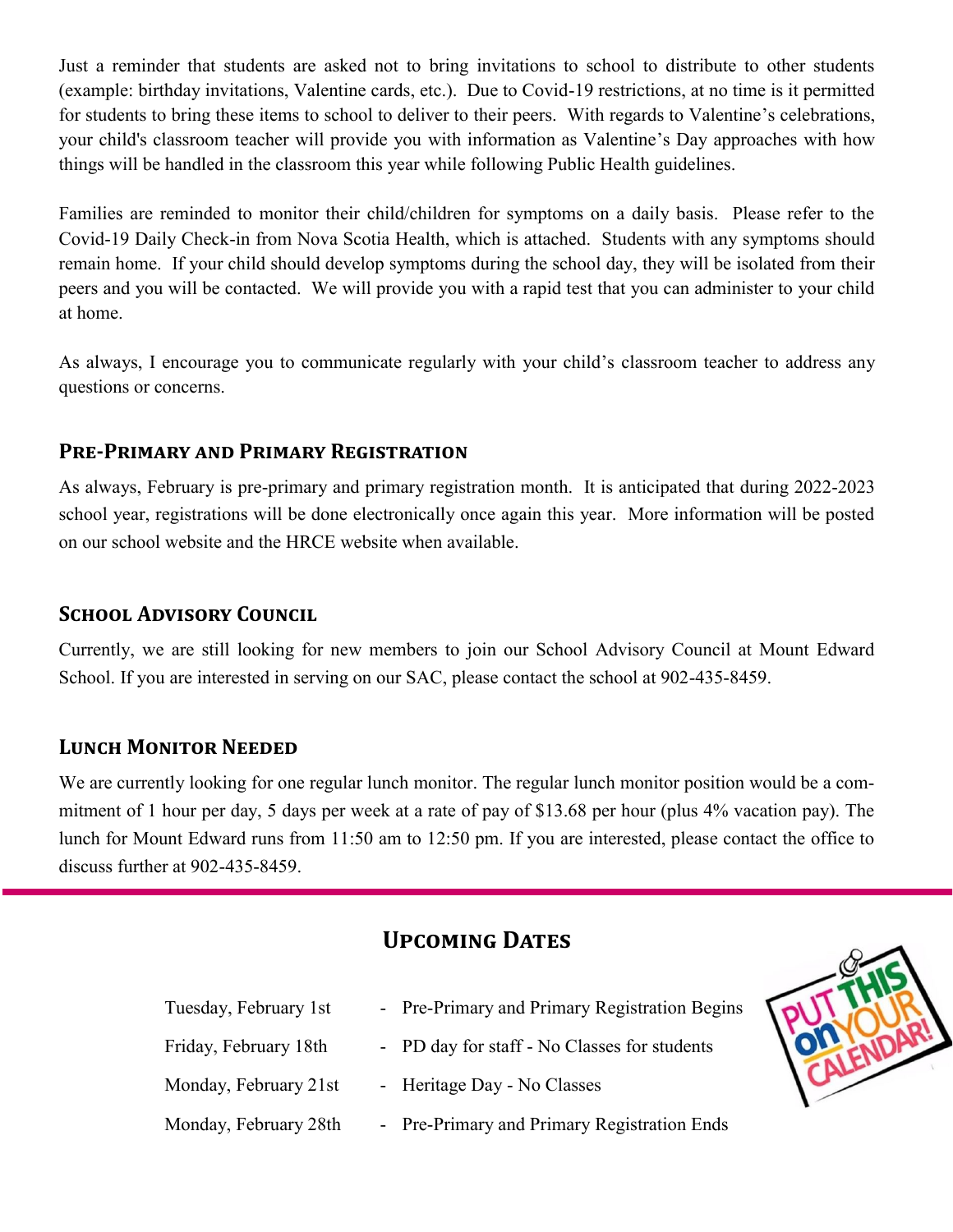Just a reminder that students are asked not to bring invitations to school to distribute to other students (example: birthday invitations, Valentine cards, etc.). Due to Covid-19 restrictions, at no time is it permitted for students to bring these items to school to deliver to their peers. With regards to Valentine's celebrations, your child's classroom teacher will provide you with information as Valentine's Day approaches with how things will be handled in the classroom this year while following Public Health guidelines.

Families are reminded to monitor their child/children for symptoms on a daily basis. Please refer to the Covid-19 Daily Check-in from Nova Scotia Health, which is attached. Students with any symptoms should remain home. If your child should develop symptoms during the school day, they will be isolated from their peers and you will be contacted. We will provide you with a rapid test that you can administer to your child at home.

As always, I encourage you to communicate regularly with your child's classroom teacher to address any questions or concerns.

## Pre-Primary and Primary Registration

As always, February is pre-primary and primary registration month. It is anticipated that during 2022-2023 school year, registrations will be done electronically once again this year. More information will be posted on our school website and the HRCE website when available.

## School Advisory Council

Currently, we are still looking for new members to join our School Advisory Council at Mount Edward School. If you are interested in serving on our SAC, please contact the school at 902-435-8459.

## Lunch Monitor Needed

We are currently looking for one regular lunch monitor. The regular lunch monitor position would be a commitment of 1 hour per day, 5 days per week at a rate of pay of $13.68 per hour (plus 4% vacation pay). The lunch for Mount Edward runs from 11:50 am to 12:50 pm. If you are interested, please contact the office to discuss further at 902-435-8459.

## Upcoming Dates

- Tuesday, February 1st - Pre-Primary and Primary Registration Begins
- Friday, February 18th - PD day for staff - No Classes for students
- Monday, February 21st - Heritage Day - No Classes
- Monday, February 28th - Pre-Primary and Primary Registration Ends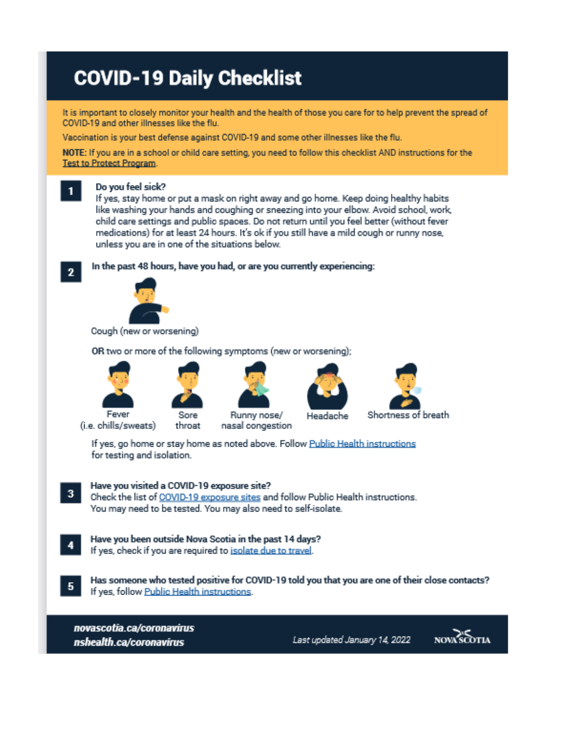# COVID-19 Daily Checklist

It is important to closely monitor your health and the health of those you care for to help prevent the spread of COVID-19 and other illnesses like the flu.

Vaccination is your best defense against COVID-19 and some other illnesses like the flu.

**NOTE:** If you are in a school or child care setting, you need to follow this checklist AND instructions for the Test to Protect Program.

**1. Do you feel sick?**
If yes, stay home or put a mask on right away and go home. Keep doing healthy habits like washing your hands and coughing or sneezing into your elbow. Avoid school, work, child care settings and public spaces. Do not return until you feel better (without fever medications) for at least 24 hours. It's ok if you still have a mild cough or runny nose, unless you are in one of the situations below.

**2. In the past 48 hours, have you had, or are you currently experiencing:**

Cough (new or worsening)

**OR** two or more of the following symptoms (new or worsening):

- Fever (i.e. chills/sweats)
- Sore throat
- Runny nose/ nasal congestion
- Headache
- Shortness of breath

If yes, go home or stay home as noted above. Follow Public Health instructions for testing and isolation.

**3. Have you visited a COVID-19 exposure site?**
Check the list of COVID-19 exposure sites and follow Public Health instructions. You may need to be tested. You may also need to self-isolate.

**4. Have you been outside Nova Scotia in the past 14 days?**
If yes, check if you are required to isolate due to travel.

**5. Has someone who tested positive for COVID-19 told you that you are one of their close contacts?**
If yes, follow Public Health instructions.

*novascotia.ca/coronavirus*
*nshealth.ca/coronavirus*

*Last updated January 14, 2022*

NOVA SCOTIA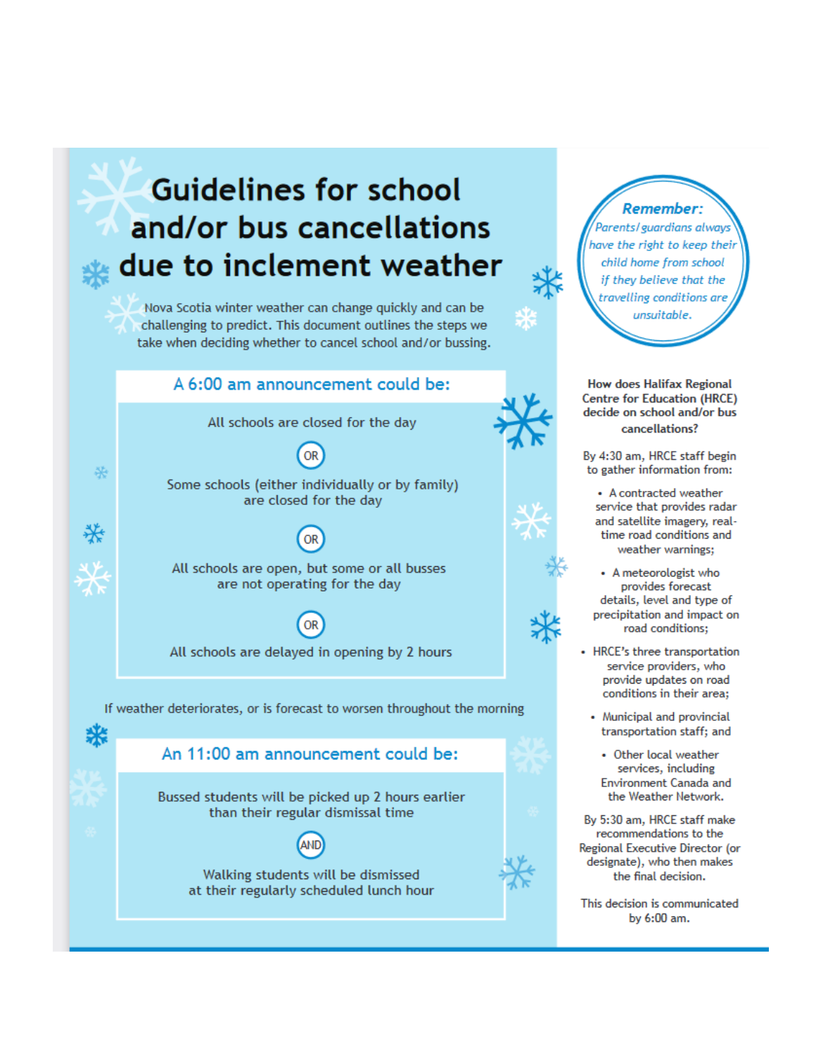# Guidelines for school and/or bus cancellations due to inclement weather

Nova Scotia winter weather can change quickly and can be challenging to predict. This document outlines the steps we take when deciding whether to cancel school and/or bussing.

## A 6:00 am announcement could be:

All schools are closed for the day

OR

Some schools (either individually or by family) are closed for the day

OR

All schools are open, but some or all busses are not operating for the day

OR

All schools are delayed in opening by 2 hours

If weather deteriorates, or is forecast to worsen throughout the morning

## An 11:00 am announcement could be:

Bussed students will be picked up 2 hours earlier than their regular dismissal time

AND

Walking students will be dismissed at their regularly scheduled lunch hour

***Remember:***

*Parents/guardians always have the right to keep their child home from school if they believe that the travelling conditions are unsuitable.*

**How does Halifax Regional Centre for Education (HRCE) decide on school and/or bus cancellations?**

By 4:30 am, HRCE staff begin to gather information from:

- A contracted weather service that provides radar and satellite imagery, real-time road conditions and weather warnings;
- A meteorologist who provides forecast details, level and type of precipitation and impact on road conditions;
- HRCE's three transportation service providers, who provide updates on road conditions in their area;
- Municipal and provincial transportation staff; and
- Other local weather services, including Environment Canada and the Weather Network.

By 5:30 am, HRCE staff make recommendations to the Regional Executive Director (or designate), who then makes the final decision.

This decision is communicated by 6:00 am.